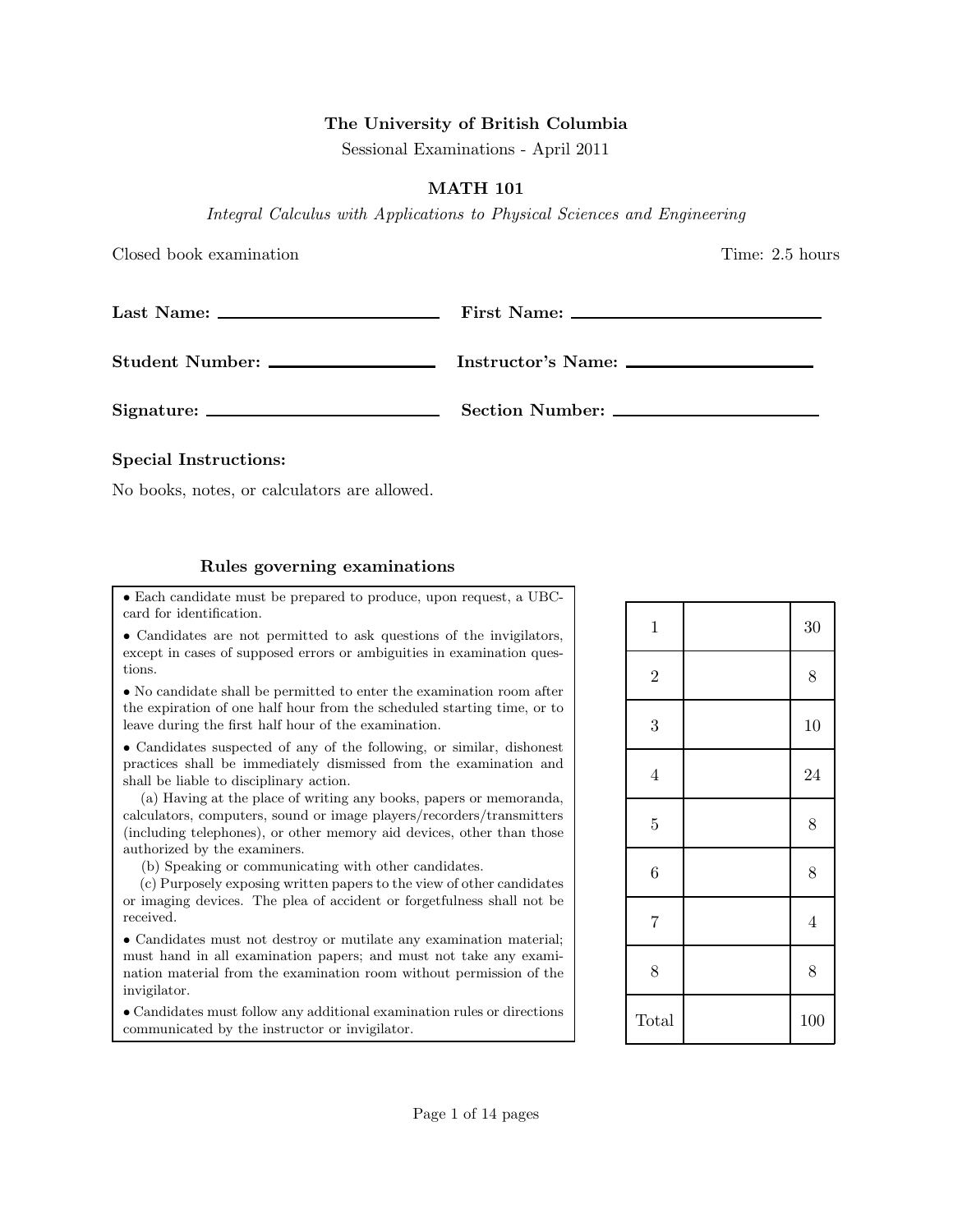**The University of British Columbia**

Sessional Examinations - April 2011

**MATH 101**

*Integral Calculus with Applications to Physical Sciences and Engineering*

Closed book examination

Time: 2.5 hours

**Last Name:** \_\_\_\_\_\_\_\_\_\_\_\_\_\_\_\_\_\_\_\_ **First Name:** \_\_\_\_\_\_\_\_\_\_\_\_\_\_\_\_\_\_\_\_

**Student Number:** \_\_\_\_\_\_\_\_\_\_\_\_\_\_\_\_\_\_\_\_ **Instructor's Name:** \_\_\_\_\_\_\_\_\_\_\_\_\_\_\_\_\_\_\_\_

**Signature:** \_\_\_\_\_\_\_\_\_\_\_\_\_\_\_\_\_\_\_\_ **Section Number:** \_\_\_\_\_\_\_\_\_\_\_\_\_\_\_\_\_\_\_\_

**Special Instructions:**

No books, notes, or calculators are allowed.

**Rules governing examinations**

- Each candidate must be prepared to produce, upon request, a UBCcard for identification.
- Candidates are not permitted to ask questions of the invigilators, except in cases of supposed errors or ambiguities in examination questions.
- No candidate shall be permitted to enter the examination room after the expiration of one half hour from the scheduled starting time, or to leave during the first half hour of the examination.
- Candidates suspected of any of the following, or similar, dishonest practices shall be immediately dismissed from the examination and shall be liable to disciplinary action.
  - (a) Having at the place of writing any books, papers or memoranda, calculators, computers, sound or image players/recorders/transmitters (including telephones), or other memory aid devices, other than those authorized by the examiners.
  - (b) Speaking or communicating with other candidates.
  - (c) Purposely exposing written papers to the view of other candidates or imaging devices. The plea of accident or forgetfulness shall not be received.
- Candidates must not destroy or mutilate any examination material; must hand in all examination papers; and must not take any examination material from the examination room without permission of the invigilator.
- Candidates must follow any additional examination rules or directions communicated by the instructor or invigilator.

| Question | Score | Points |
|---|---|---|
| 1 | | 30 |
| 2 | | 8 |
| 3 | | 10 |
| 4 | | 24 |
| 5 | | 8 |
| 6 | | 8 |
| 7 | | 4 |
| 8 | | 8 |
| Total | | 100 |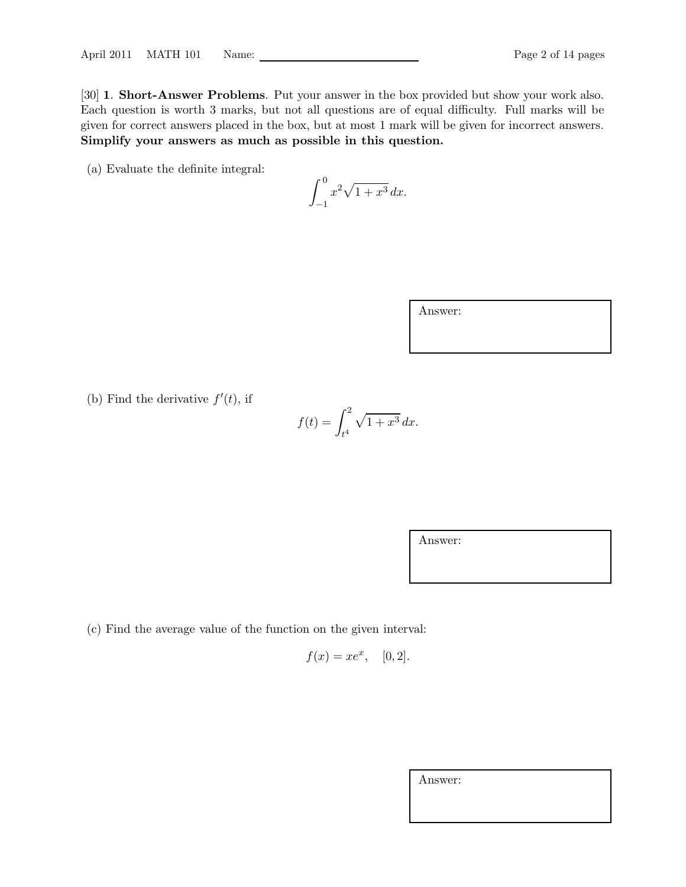[30] **1**. **Short-Answer Problems**. Put your answer in the box provided but show your work also. Each question is worth 3 marks, but not all questions are of equal difficulty. Full marks will be given for correct answers placed in the box, but at most 1 mark will be given for incorrect answers. **Simplify your answers as much as possible in this question.**

(a) Evaluate the definite integral:

$$\int_{-1}^{0} x^2\sqrt{1+x^3}\,dx.$$

Answer:

(b) Find the derivative $f'(t)$, if

$$f(t) = \int_{t^4}^{2} \sqrt{1+x^3}\,dx.$$

Answer:

(c) Find the average value of the function on the given interval:

$$f(x) = xe^x, \quad [0, 2].$$

Answer: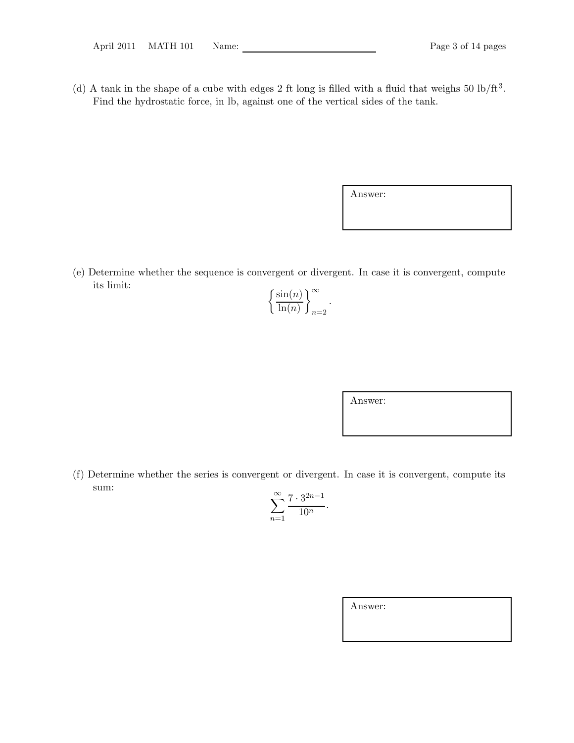(d) A tank in the shape of a cube with edges 2 ft long is filled with a fluid that weighs 50 lb/ft$^3$. Find the hydrostatic force, in lb, against one of the vertical sides of the tank.

Answer:

(e) Determine whether the sequence is convergent or divergent. In case it is convergent, compute its limit:

$$\left\{\frac{\sin(n)}{\ln(n)}\right\}_{n=2}^{\infty}.$$

Answer:

(f) Determine whether the series is convergent or divergent. In case it is convergent, compute its sum:

$$\sum_{n=1}^{\infty} \frac{7 \cdot 3^{2n-1}}{10^n}.$$

Answer: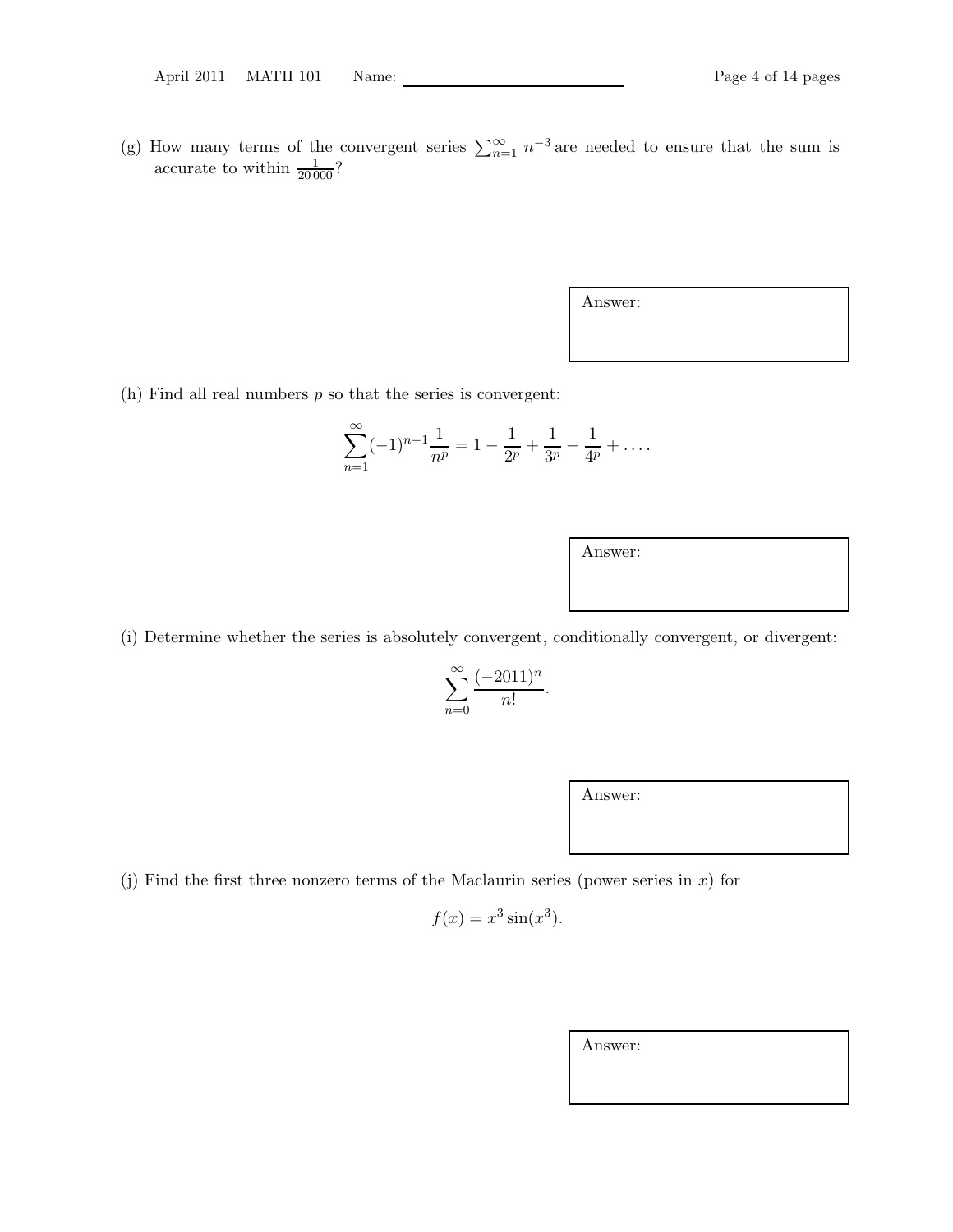(g) How many terms of the convergent series $\sum_{n=1}^{\infty} n^{-3}$ are needed to ensure that the sum is accurate to within $\frac{1}{20\,000}$?

Answer:

(h) Find all real numbers $p$ so that the series is convergent:

$$\sum_{n=1}^{\infty}(-1)^{n-1}\frac{1}{n^p} = 1 - \frac{1}{2^p} + \frac{1}{3^p} - \frac{1}{4^p} + \dots.$$

Answer:

(i) Determine whether the series is absolutely convergent, conditionally convergent, or divergent:

$$\sum_{n=0}^{\infty}\frac{(-2011)^n}{n!}.$$

Answer:

(j) Find the first three nonzero terms of the Maclaurin series (power series in $x$) for

$$f(x) = x^3\sin(x^3).$$

Answer: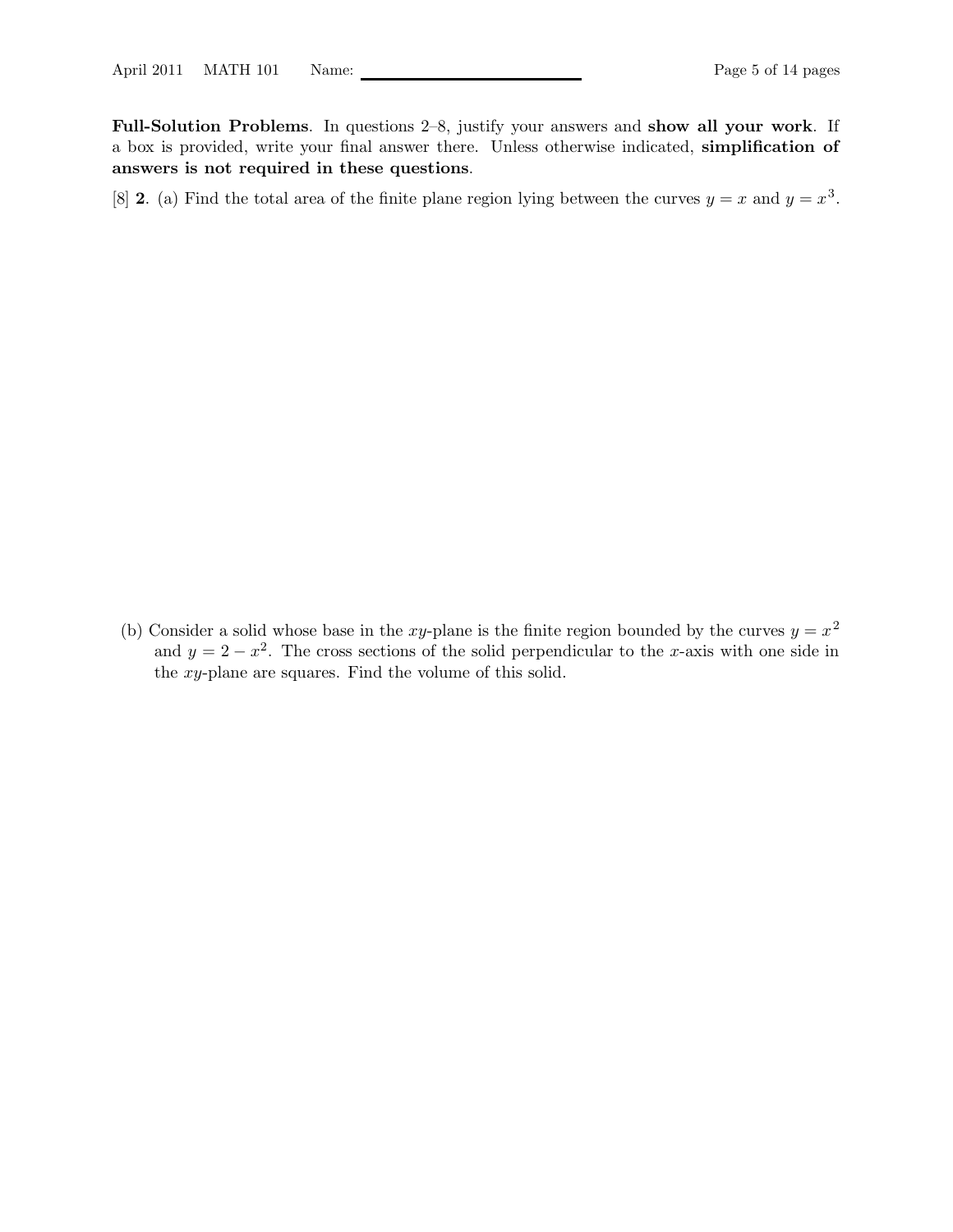**Full-Solution Problems**. In questions 2–8, justify your answers and **show all your work**. If a box is provided, write your final answer there. Unless otherwise indicated, **simplification of answers is not required in these questions**.

[8] **2**. (a) Find the total area of the finite plane region lying between the curves $y = x$ and $y = x^3$.

(b) Consider a solid whose base in the $xy$-plane is the finite region bounded by the curves $y = x^2$ and $y = 2 - x^2$. The cross sections of the solid perpendicular to the $x$-axis with one side in the $xy$-plane are squares. Find the volume of this solid.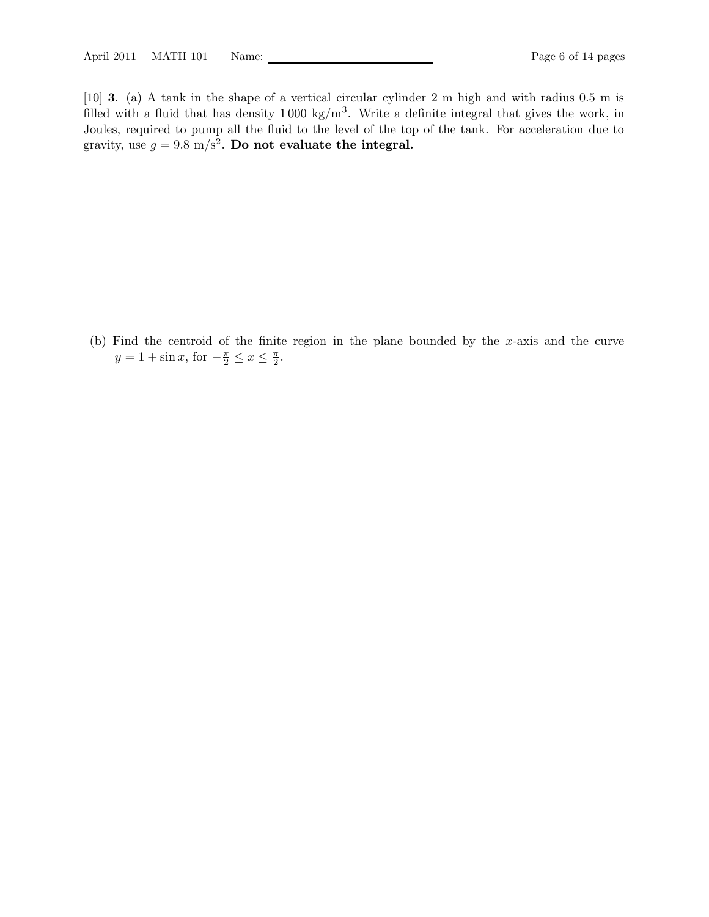[10] **3**. (a) A tank in the shape of a vertical circular cylinder 2 m high and with radius 0.5 m is filled with a fluid that has density 1 000 kg/m$^3$. Write a definite integral that gives the work, in Joules, required to pump all the fluid to the level of the top of the tank. For acceleration due to gravity, use $g = 9.8$ m/s$^2$. **Do not evaluate the integral.**

(b) Find the centroid of the finite region in the plane bounded by the $x$-axis and the curve $y = 1 + \sin x$, for $-\frac{\pi}{2} \leq x \leq \frac{\pi}{2}$.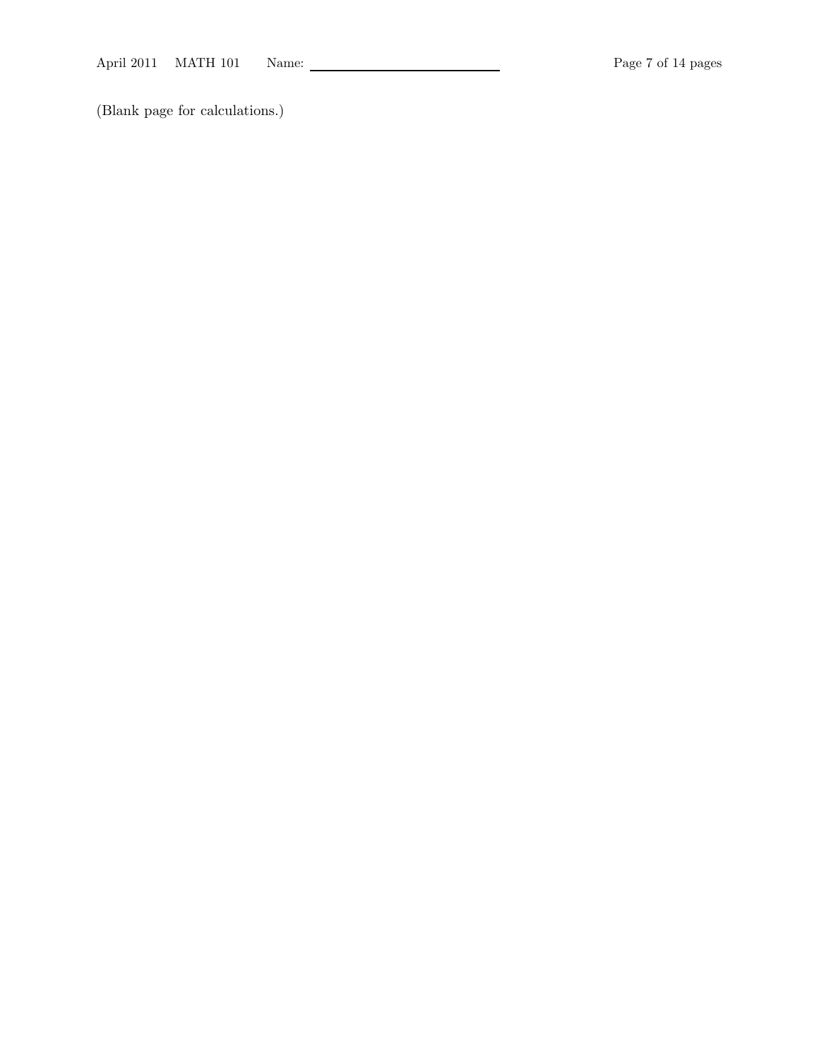(Blank page for calculations.)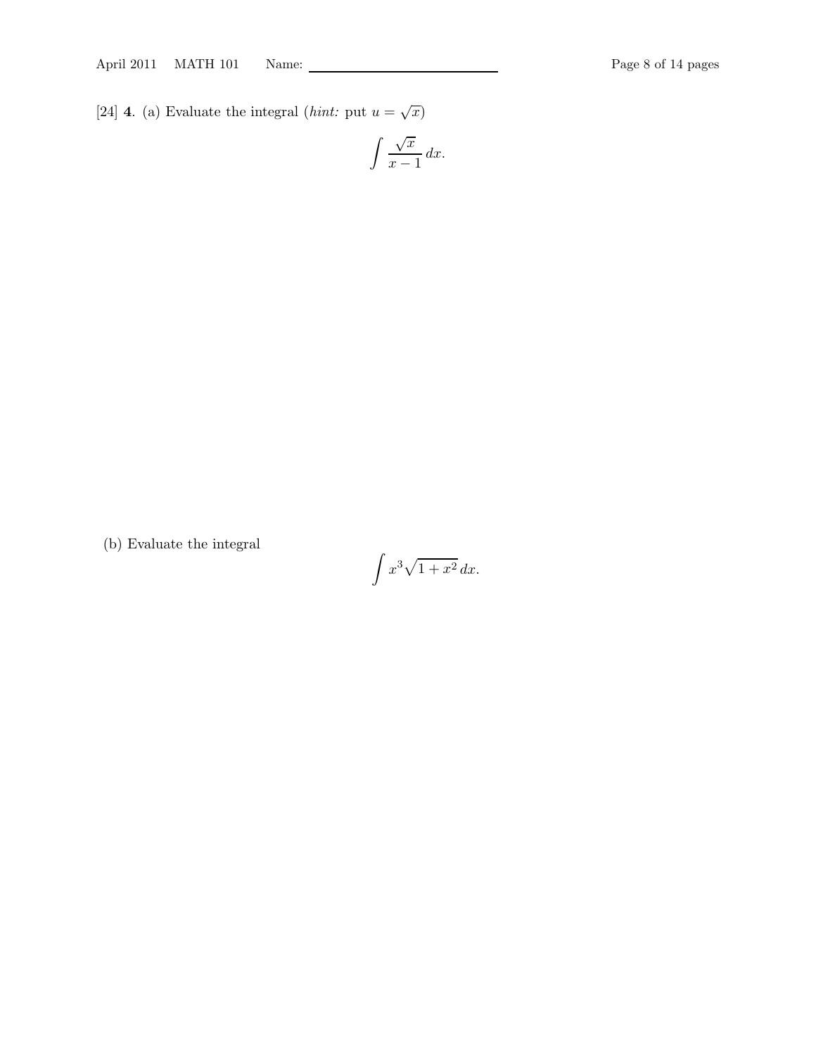[24] **4**. (a) Evaluate the integral (*hint:* put $u = \sqrt{x}$)

$$\int \frac{\sqrt{x}}{x-1}\, dx.$$

(b) Evaluate the integral

$$\int x^3 \sqrt{1+x^2}\, dx.$$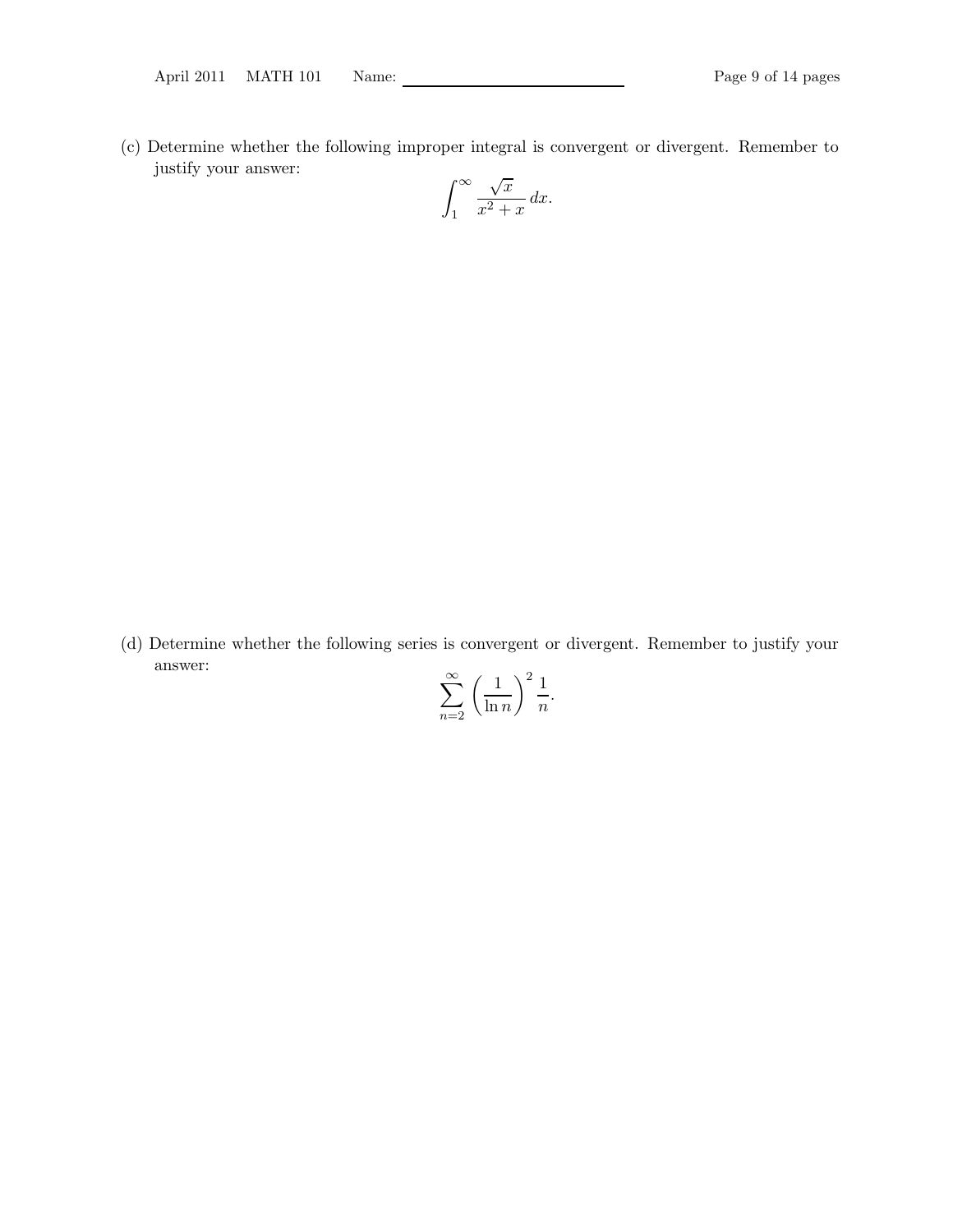(c) Determine whether the following improper integral is convergent or divergent. Remember to justify your answer:

$$\int_1^{\infty} \frac{\sqrt{x}}{x^2 + x}\, dx.$$

(d) Determine whether the following series is convergent or divergent. Remember to justify your answer:

$$\sum_{n=2}^{\infty} \left(\frac{1}{\ln n}\right)^2 \frac{1}{n}.$$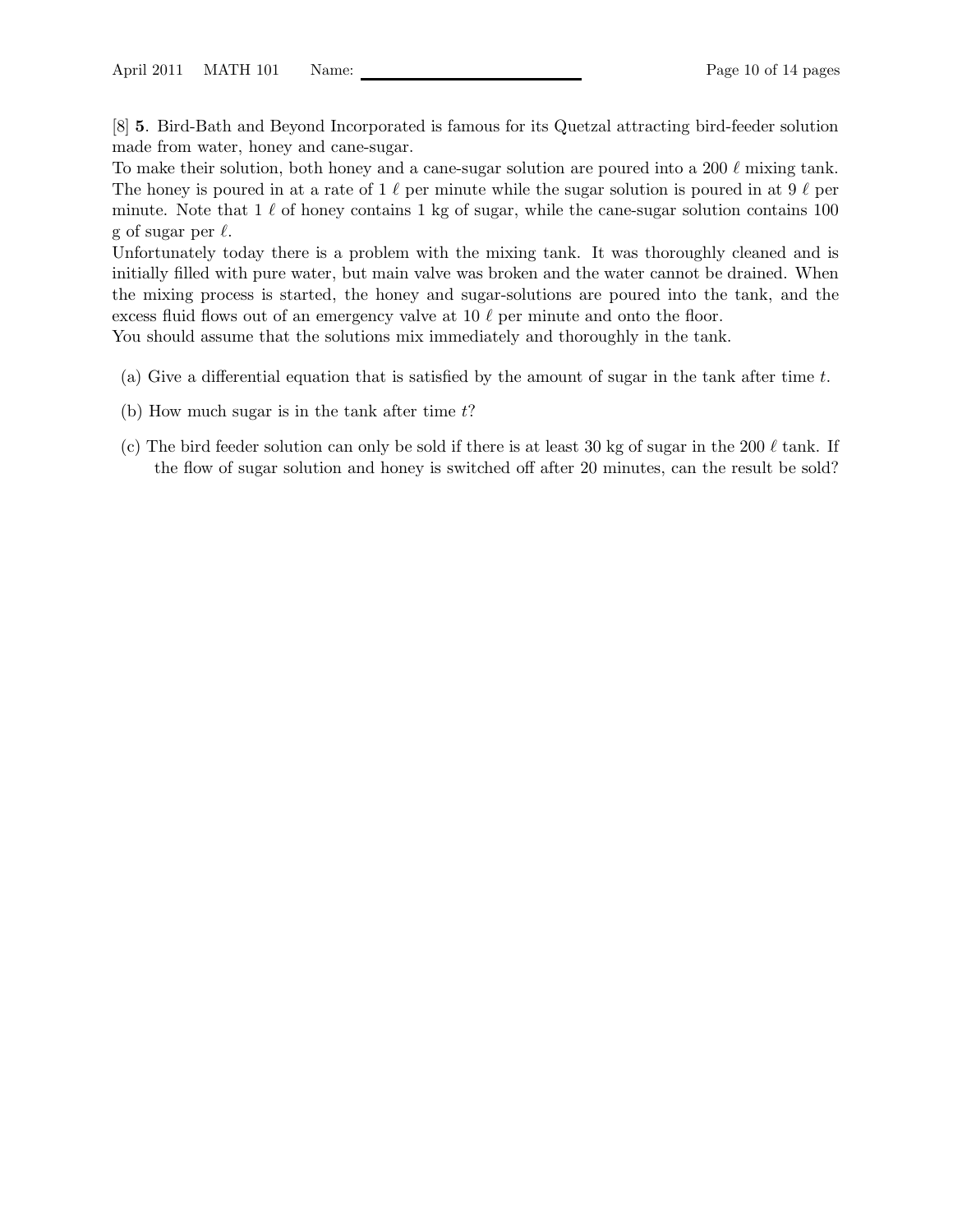[8] **5**. Bird-Bath and Beyond Incorporated is famous for its Quetzal attracting bird-feeder solution made from water, honey and cane-sugar.

To make their solution, both honey and a cane-sugar solution are poured into a 200 $\ell$ mixing tank. The honey is poured in at a rate of 1 $\ell$ per minute while the sugar solution is poured in at 9 $\ell$ per minute. Note that 1 $\ell$ of honey contains 1 kg of sugar, while the cane-sugar solution contains 100 g of sugar per $\ell$.

Unfortunately today there is a problem with the mixing tank. It was thoroughly cleaned and is initially filled with pure water, but main valve was broken and the water cannot be drained. When the mixing process is started, the honey and sugar-solutions are poured into the tank, and the excess fluid flows out of an emergency valve at 10 $\ell$ per minute and onto the floor.

You should assume that the solutions mix immediately and thoroughly in the tank.

(a) Give a differential equation that is satisfied by the amount of sugar in the tank after time $t$.

(b) How much sugar is in the tank after time $t$?

(c) The bird feeder solution can only be sold if there is at least 30 kg of sugar in the 200 $\ell$ tank. If the flow of sugar solution and honey is switched off after 20 minutes, can the result be sold?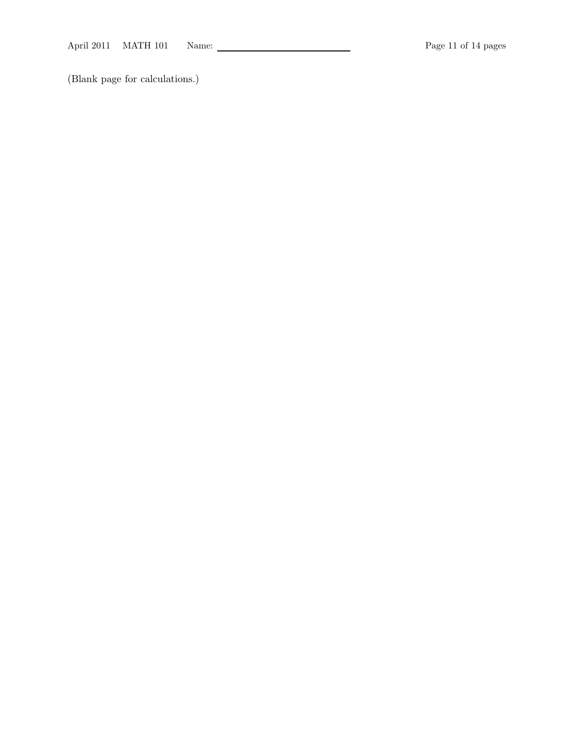(Blank page for calculations.)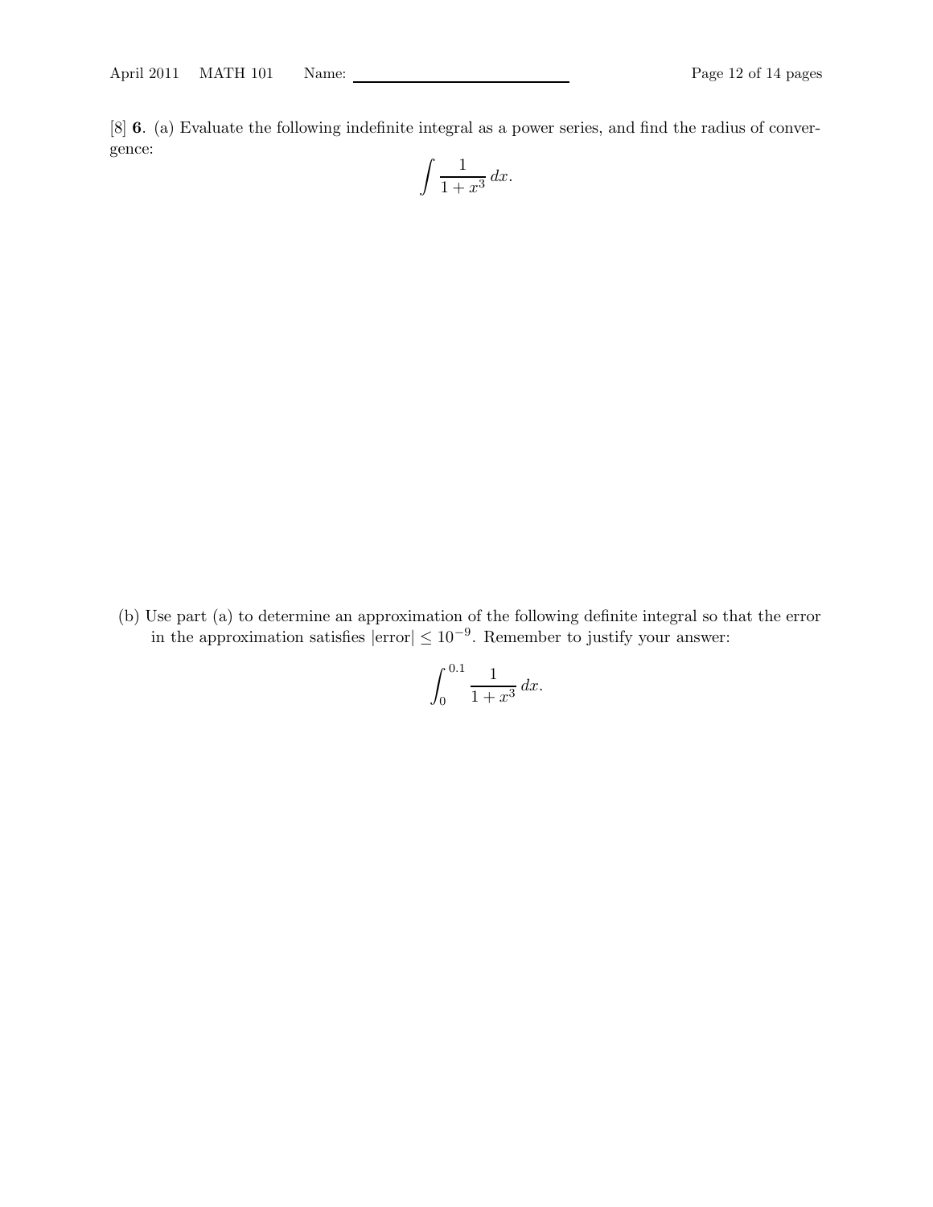[8] **6**. (a) Evaluate the following indefinite integral as a power series, and find the radius of convergence:

$$\int \frac{1}{1+x^3}\,dx.$$

(b) Use part (a) to determine an approximation of the following definite integral so that the error in the approximation satisfies $|\text{error}| \leq 10^{-9}$. Remember to justify your answer:

$$\int_0^{0.1} \frac{1}{1+x^3}\,dx.$$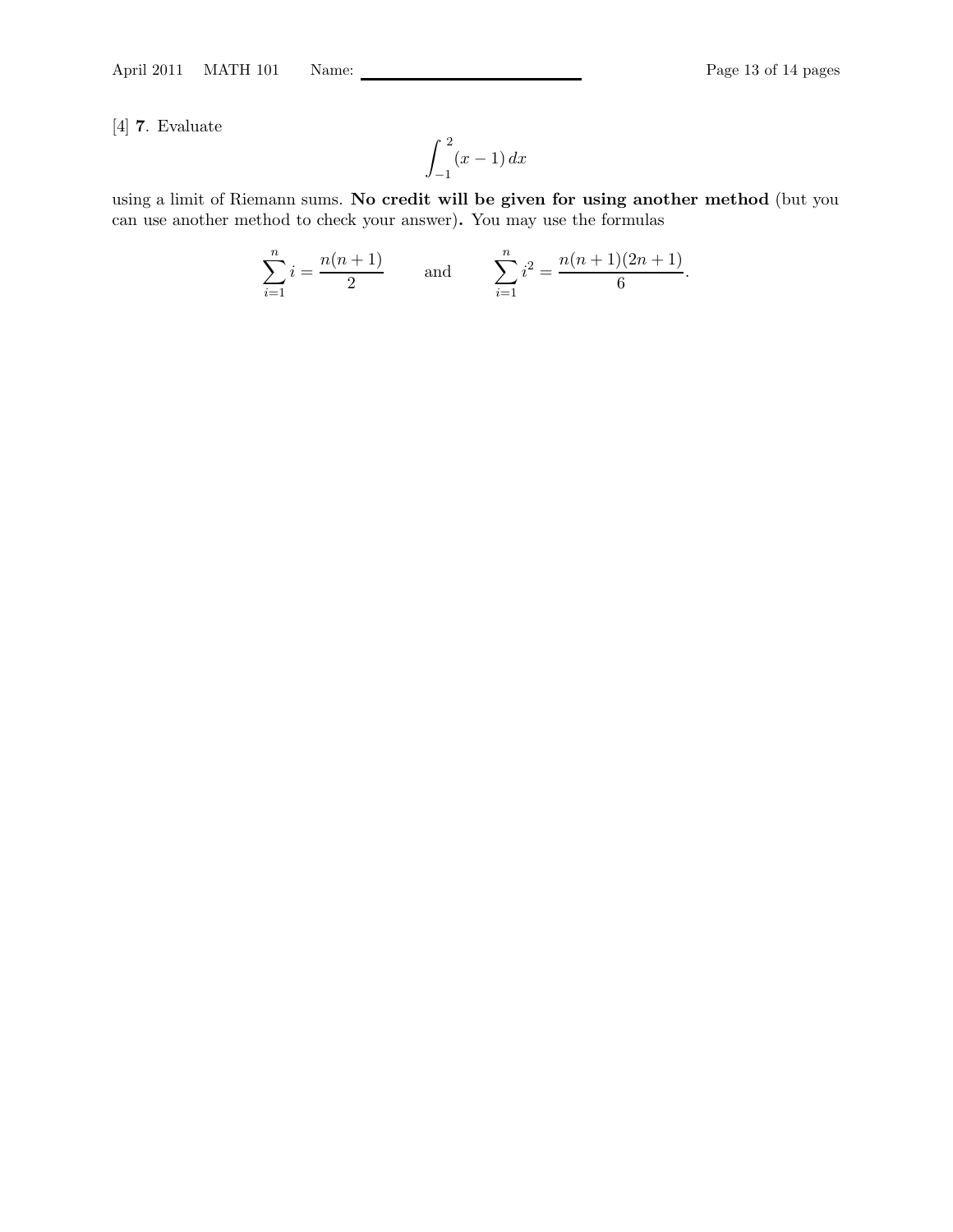[4] **7**. Evaluate

$$\int_{-1}^{2} (x-1)\, dx$$

using a limit of Riemann sums. **No credit will be given for using another method** (but you can use another method to check your answer)**.** You may use the formulas

$$\sum_{i=1}^{n} i = \frac{n(n+1)}{2} \qquad \text{and} \qquad \sum_{i=1}^{n} i^2 = \frac{n(n+1)(2n+1)}{6}.$$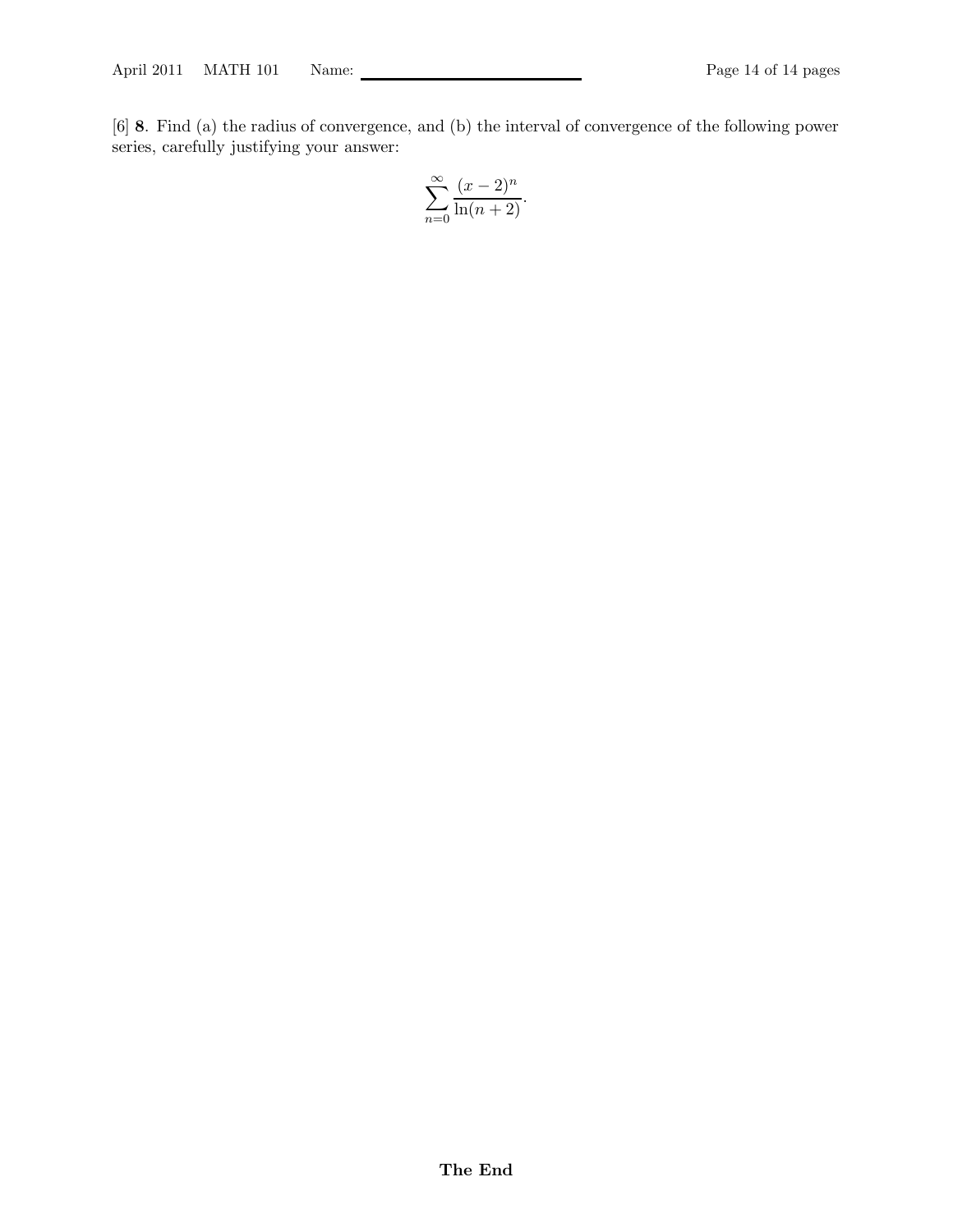[6] **8**. Find (a) the radius of convergence, and (b) the interval of convergence of the following power series, carefully justifying your answer:

$$\sum_{n=0}^{\infty} \frac{(x-2)^n}{\ln(n+2)}.$$

**The End**